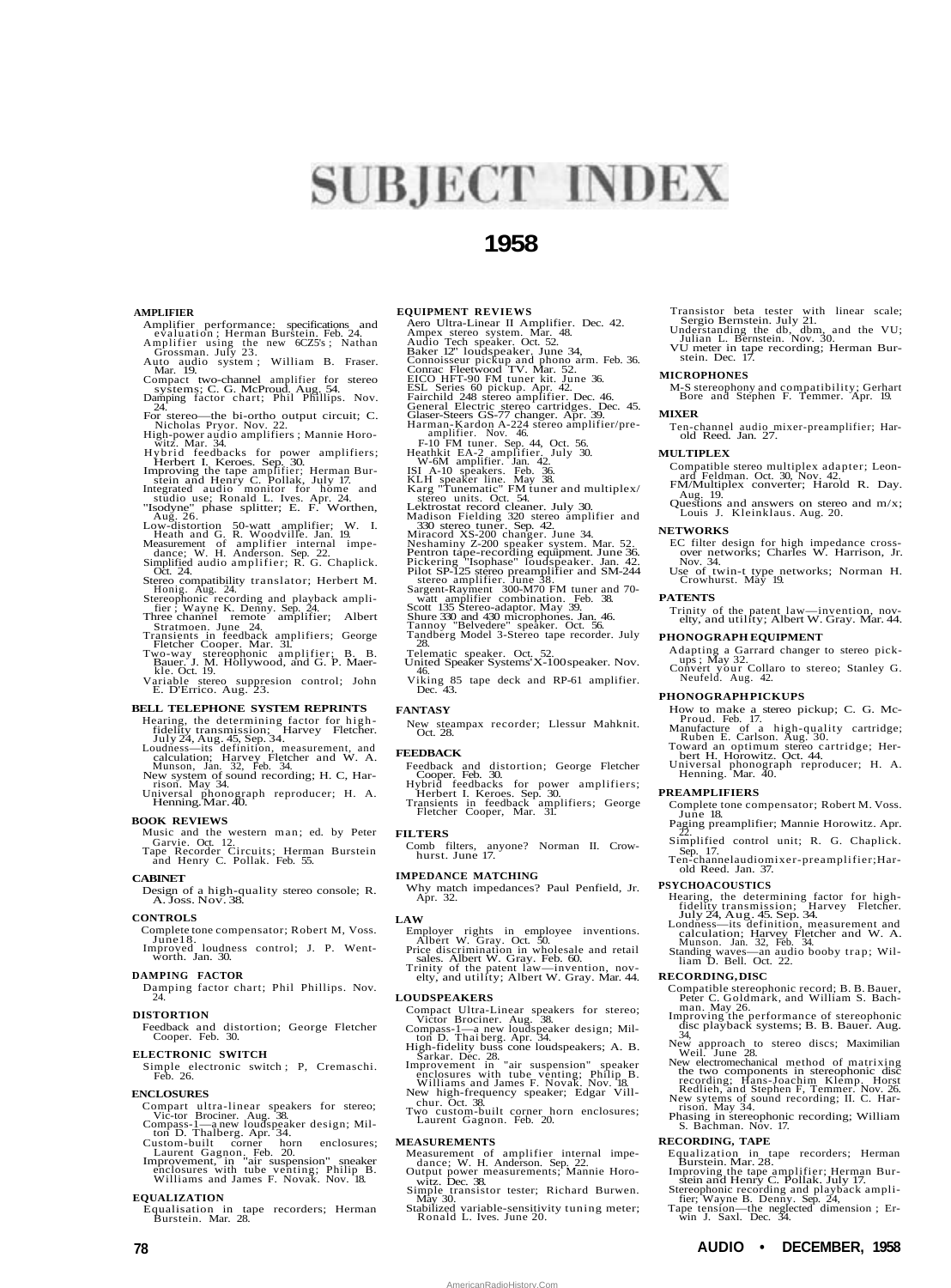# SUBJECT INDEX

## 1958

### AMPLIFIER

Amplifier performance: specifications and evaluation; Herman Burstein. Feb. 24.
Amplifier using the new 6CZ5's; Nathan Grossman. July 23.
Auto audio system; William B. Fraser. Mar. 19.
Compact two-channel amplifier for stereo systems; C. G. McProud. Aug. 54.
Damping factor chart; Phil Phillips. Nov. 24.
For stereo—the bi-ortho output circuit; C. Nicholas Pryor. Nov. 22.
High-power audio amplifiers; Mannie Horowitz. Mar. 34.
Hybrid feedbacks for power amplifiers; Herbert I. Keroes. Sep. 30.
Improving the tape amplifier; Herman Burstein and Henry C. Pollak, July 17.
Integrated audio monitor for home and studio use; Ronald L. Ives. Apr. 24.
"Isodyne" phase splitter; E. F. Worthen, Aug. 26.
Low-distortion 50-watt amplifier; W. I. Heath and G. R. Woodville. Jan. 19.
Measurement of amplifier internal impedance; W. H. Anderson. Sep. 22.
Simplified audio amplifier; R. G. Chaplick. Oct. 24.
Stereo compatibility translator; Herbert M. Honig. Aug. 24.
Stereophonic recording and playback amplifier; Wayne K. Denny. Sep. 24.
Three channel remote amplifier; Albert Stratmoen. June 24.
Transients in feedback amplifiers; George Fletcher Cooper. Mar. 31.
Two-way stereophonic amplifier; B. B. Bauer. J. M. Hollywood, and G. P. Maerkle. Oct. 19.
Variable stereo suppresion control; John E. D'Errico. Aug. 23.

### BELL TELEPHONE SYSTEM REPRINTS

Hearing, the determining factor for high-fidelity transmission; Harvey Fletcher. July 24, Aug. 45, Sep. 34.
Loudness—its definition, measurement, and calculation; Harvey Fletcher and W. A. Munson, Jan. 32, Feb. 34.
New system of sound recording; H. C. Harrison. May 34.
Universal phonograph reproducer; H. A. Henning. Mar. 40.

### BOOK REVIEWS

Music and the western man; ed. by Peter Garvie. Oct. 12.
Tape Recorder Circuits; Herman Burstein and Henry C. Pollak. Feb. 55.

### CABINET

Design of a high-quality stereo console; R. A. Joss. Nov. 38.

### CONTROLS

Complete tone compensator; Robert M, Voss. June 18.
Improved loudness control; J. P. Wentworth. Jan. 30.

### DAMPING FACTOR

Damping factor chart; Phil Phillips. Nov. 24.

### DISTORTION

Feedback and distortion; George Fletcher Cooper. Feb. 30.

### ELECTRONIC SWITCH

Simple electronic switch; P, Cremaschi. Feb. 26.

### ENCLOSURES

Compart ultra-linear speakers for stereo; Vic-tor Brociner. Aug. 38.
Compass-1—a new loudspeaker design; Milton D. Thalberg. Apr. 34.
Custom-built corner horn enclosures; Laurent Gagnon. Feb. 20.
Improvement, in "air suspension" sneaker enclosures with tube venting; Philip B. Williams and James F. Novak. Nov. 18.

### EQUALIZATION

Equalisation in tape recorders; Herman Burstein. Mar. 28.

### EQUIPMENT REVIEWS

Aero Ultra-Linear II Amplifier. Dec. 42.
Ampex stereo system. Mar. 48.
Audio Tech speaker. Oct. 52.
Baker 12" loudspeaker. June 34,
Connoisseur pickup and phono arm. Feb. 36.
Conrac Fleetwood TV. Mar. 52.
EICO HFT-90 FM tuner kit. June 36.
ESL Series 60 pickup. Apr. 42.
Fairchild 248 stereo amplifier. Dec. 46.
General Electric stereo cartridges. Dec. 45.
Glaser-Steers GS-77 changer. Apr. 39.
Harman-Kardon A-224 stereo amplifier/preamplifier. Nov. 46.
F-10 FM tuner. Sep. 44, Oct. 56.
Heathkit EA-2 amplifier. July 30.
W-6M amplifier. Jan. 42.
ISI A-10 speakers. Feb. 36.
KLH speaker line. May 38.
Karg "Tunematic" FM tuner and multiplex/stereo units. Oct. 54.
Lektrostat record cleaner. July 30.
Madison Fielding 320 stereo amplifier and 330 stereo tuner. Sep. 42.
Miracord XS-200 changer. June 34.
Neshaminy Z-200 speaker system. Mar. 52.
Pentron tape-recording equipment. June 36.
Pickering "Isophase" loudspeaker. Jan. 42.
Pilot SP-125 stereo preamplifier and SM-244 stereo amplifier. June 38.
Sargent-Rayment 300-M70 FM tuner and 70-watt amplifier combination. Feb. 38.
Scott 135 Stereo-adaptor. May 39.
Shure 330 and 430 microphones. Jan. 46.
Tannoy "Belvedere" speaker. Oct. 56.
Tandberg Model 3-Stereo tape recorder. July 28.
Telematic speaker. Oct. 52.
United Speaker Systems X-100 speaker. Nov. 46.
Viking 85 tape deck and RP-61 amplifier. Dec. 43.

### FANTASY

New steampax recorder; Llessur Mahknit. Oct. 28.

### FEEDBACK

Feedback and distortion; George Fletcher Cooper. Feb. 30.
Hybrid feedbacks for power amplifiers; Herbert I. Keroes. Sep. 30.
Transients in feedback amplifiers; George Fletcher Cooper, Mar. 31.

### FILTERS

Comb filters, anyone? Norman II. Crowhurst. June 17.

### IMPEDANCE MATCHING

Why match impedances? Paul Penfield, Jr. Apr. 32.

### LAW

Employer rights in employee inventions. Albert W. Gray. Oct. 50.
Price discrimination in wholesale and retail sales. Albert W. Gray. Feb. 60.
Trinity of the patent law—invention, novelty, and utility; Albert W. Gray. Mar. 44.

### LOUDSPEAKERS

Compact Ultra-Linear speakers for stereo; Victor Brociner. Aug. 38.
Compass-1—a new loudspeaker design; Milton D. Thalberg. Apr. 34.
High-fidelity buss cone loudspeakers; A. B. Sarkar. Dec. 28.
Improvement in "air suspension" speaker enclosures with tube venting; Philip B. Williams and James F. Novak. Nov. 18.
New high-frequency speaker; Edgar Villchur. Oct. 38.
Two custom-built corner horn enclosures; Laurent Gagnon. Feb. 20.

### MEASUREMENTS

Measurement of amplifier internal impedance; W. H. Anderson. Sep. 22.
Output power measurements; Mannie Horowitz. Dec. 38.
Simple transistor tester; Richard Burwen. May 30.
Stabilized variable-sensitivity tuning meter; Ronald L. Ives. June 20.
Transistor beta tester with linear scale; Sergio Bernstein. July 21.
Understanding the db, dbm, and the VU; Julian L. Bernstein. Nov. 30.
VU meter in tape recording; Herman Burstein. Dec. 17.

### MICROPHONES

M-S stereophony and compatibility; Gerhart Bore and Stephen F. Temmer. Apr. 19.

### MIXER

Ten-channel audio mixer-preamplifier; Harold Reed. Jan. 27.

### MULTIPLEX

Compatible stereo multiplex adapter; Leonard Feldman. Oct. 30, Nov. 42.
FM/Multiplex converter; Harold R. Day. Aug. 19.
Questions and answers on stereo and m/x; Louis J. Kleinklaus. Aug. 20.

### NETWORKS

EC filter design for high impedance crossover networks; Charles W. Harrison, Jr. Nov. 34.
Use of twin-t type networks; Norman H. Crowhurst. May 19.

### PATENTS

Trinity of the patent law—invention, novelty, and utility; Albert W. Gray. Mar. 44.

### PHONOGRAPH EQUIPMENT

Adapting a Garrard changer to stereo pickups; May 32.
Convert your Collaro to stereo; Stanley G. Neufeld. Aug. 42.

### PHONOGRAPH PICKUPS

How to make a stereo pickup; C. G. McProud. Feb. 17.
Manufacture of a high-quality cartridge; Ruben E. Carlson. Aug. 30.
Toward an optimum stereo cartridge; Herbert H. Horowitz. Oct. 44.
Universal phonograph reproducer; H. A. Henning. Mar. 40.

### PREAMPLIFIERS

Complete tone compensator; Robert M. Voss. June 18.
Paging preamplifier; Mannie Horowitz. Apr. 22.
Simplified control unit; R. G. Chaplick. Sep. 17.
Ten-channel audio mixer-preamplifier; Harold Reed. Jan. 37.

### PSYCHOACOUSTICS

Hearing, the determining factor for high-fidelity transmission; Harvey Fletcher. July 24, Aug. 45. Sep. 34.
Loudness—its definition, measurement and calculation; Harvey Fletcher and W. A. Munson. Jan. 32, Feb. 34.
Standing waves—an audio booby trap; William D. Bell. Oct. 22.

### RECORDING, DISC

Compatible stereophonic record; B. B. Bauer, Peter C. Goldmark, and William S. Bachman. May 26.
Improving the performance of stereophonic disc playback systems; B. B. Bauer. Aug. 34,
New approach to stereo discs; Maximilian Weil. June 28.
New electromechanical method of matrixing the two components in stereophonic disc recording; Hans-Joachim Klemp. Horst Redlieh, and Stephen F, Temmer. Nov. 26.
New sytems of sound recording; II. C. Harrison. May 34.
Phasing in stereophonic recording; William S. Bachman. Nov. 17.

### RECORDING, TAPE

Equalization in tape recorders; Herman Burstein. Mar. 28.
Improving the tape amplifier; Herman Burstein and Henry C. Pollak. July 17.
Stereophonic recording and playback amplifier; Wayne B. Denny. Sep. 24,
Tape tension—the neglected dimension; Erwin J. Saxl. Dec. 34.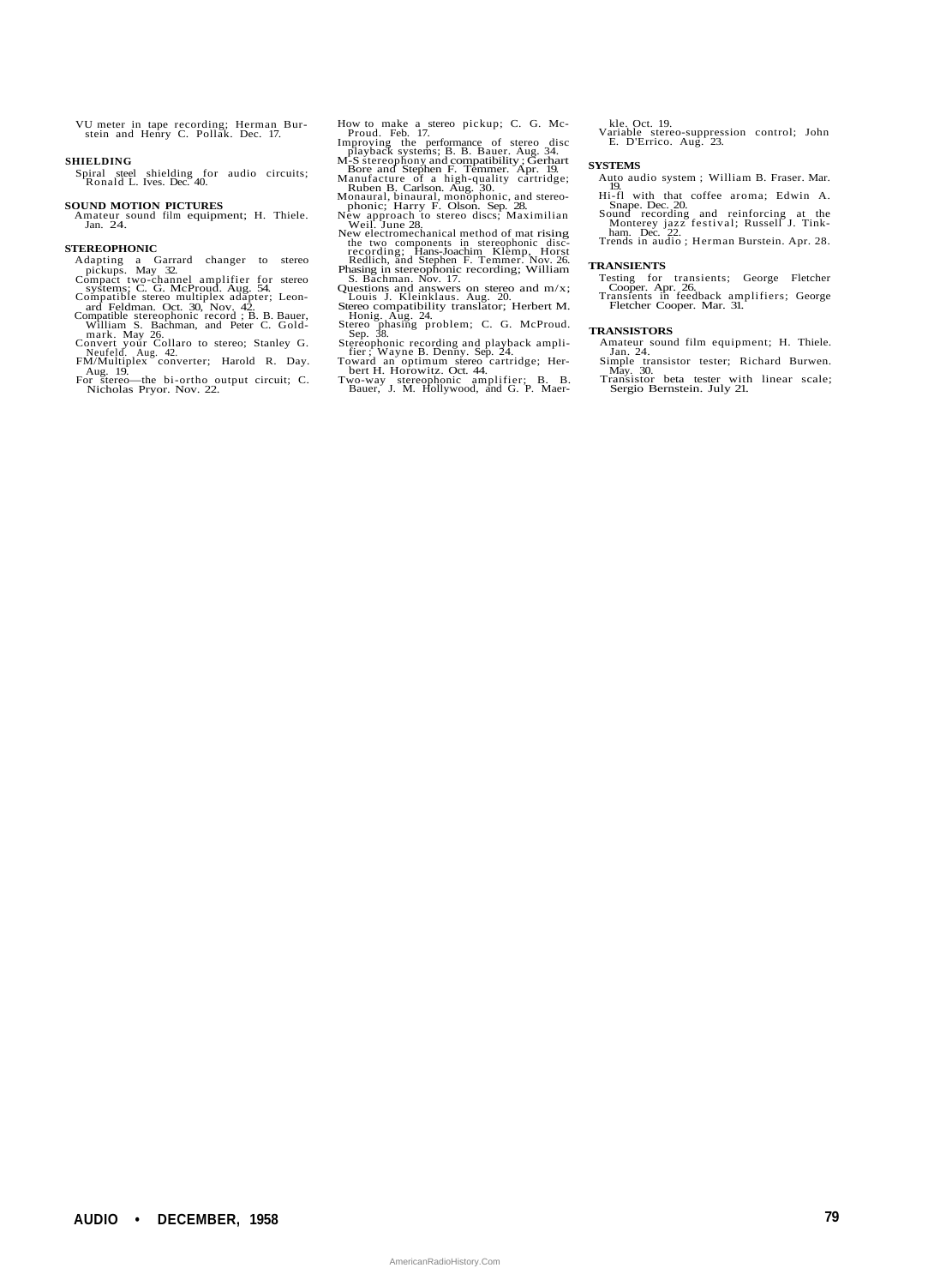VU meter in tape recording; Herman Burstein and Henry C. Pollak. Dec. 17.

**SHIELDING**

Spiral steel shielding for audio circuits; Ronald L. Ives. Dec. 40.

**SOUND MOTION PICTURES**

Amateur sound film equipment; H. Thiele. Jan. 24.

**STEREOPHONIC**

Adapting a Garrard changer to stereo pickups. May 32.
Compact two-channel amplifier for stereo systems; C. G. McProud. Aug. 54.
Compatible stereo multiplex adapter; Leonard Feldman. Oct. 30, Nov. 42.
Compatible stereophonic record ; B. B. Bauer, William S. Bachman, and Peter C. Goldmark. May 26.
Convert your Collaro to stereo; Stanley G. Neufeld. Aug. 42.
FM/Multiplex converter; Harold R. Day. Aug. 19.
For stereo—the bi-ortho output circuit; C. Nicholas Pryor. Nov. 22.
How to make a stereo pickup; C. G. McProud. Feb. 17.
Improving the performance of stereo disc playback systems; B. B. Bauer. Aug. 34.
M-S stereophony and compatibility ; Gerhart Bore and Stephen F. Temmer. Apr. 19.
Manufacture of a high-quality cartridge; Ruben B. Carlson. Aug. 30.
Monaural, binaural, monophonic, and stereophonic; Harry F. Olson. Sep. 28.
New approach to stereo discs; Maximilian Weil. June 28.
New electromechanical method of mat rising the two components in stereophonic disc-recording; Hans-Joachim Klemp, Horst Redlich, and Stephen F. Temmer. Nov. 26.
Phasing in stereophonic recording; William S. Bachman. Nov. 17.
Questions and answers on stereo and m/x; Louis J. Kleinklaus. Aug. 20.
Stereo compatibility translator; Herbert M. Honig. Aug. 24.
Stereo phasing problem; C. G. McProud. Sep. 38.
Stereophonic recording and playback amplifier ; Wayne B. Denny. Sep. 24.
Toward an optimum stereo cartridge; Herbert H. Horowitz. Oct. 44.
Two-way stereophonic amplifier; B. B. Bauer, J. M. Hollywood, and G. P. Maerkle. Oct. 19.
Variable stereo-suppression control; John E. D'Errico. Aug. 23.

**SYSTEMS**

Auto audio system ; William B. Fraser. Mar. 19.
Hi-fi with that coffee aroma; Edwin A. Snape. Dec. 20.
Sound recording and reinforcing at the Monterey jazz festival; Russell J. Tinkham. Dec. 22.
Trends in audio ; Herman Burstein. Apr. 28.

**TRANSIENTS**

Testing for transients; George Fletcher Cooper. Apr. 26.
Transients in feedback amplifiers; George Fletcher Cooper. Mar. 31.

**TRANSISTORS**

Amateur sound film equipment; H. Thiele. Jan. 24.
Simple transistor tester; Richard Burwen. May. 30.
Transistor beta tester with linear scale; Sergio Bernstein. July 21.